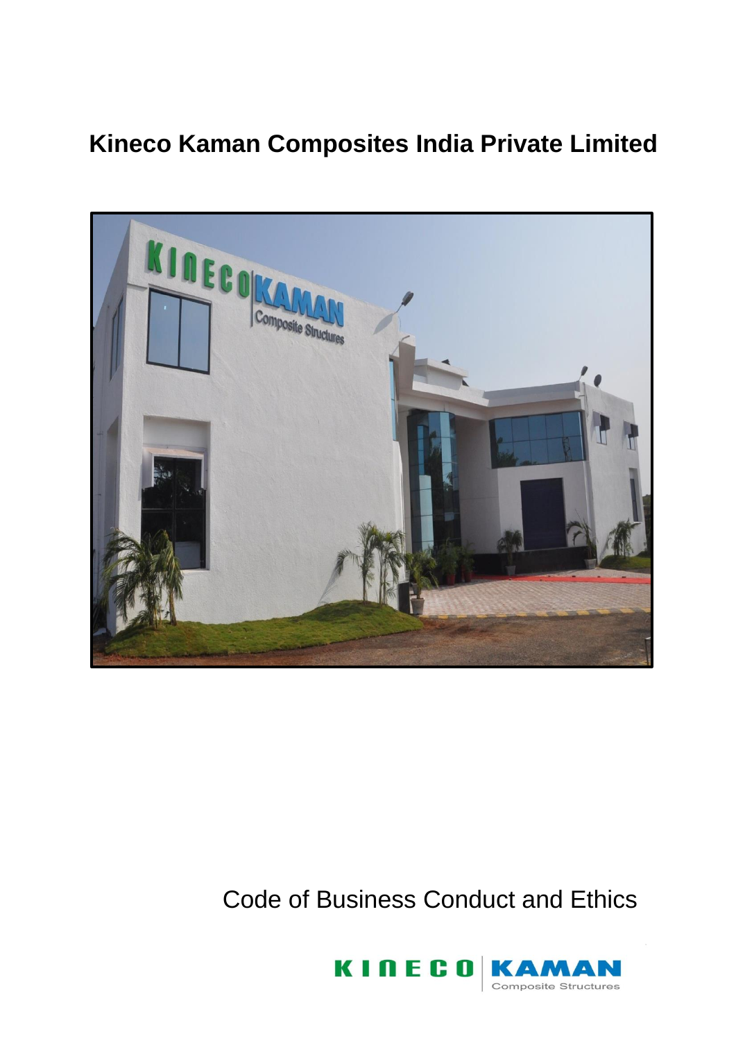# Kineco Kaman Composites India Private Limited

Code of Business Conduct and Ethics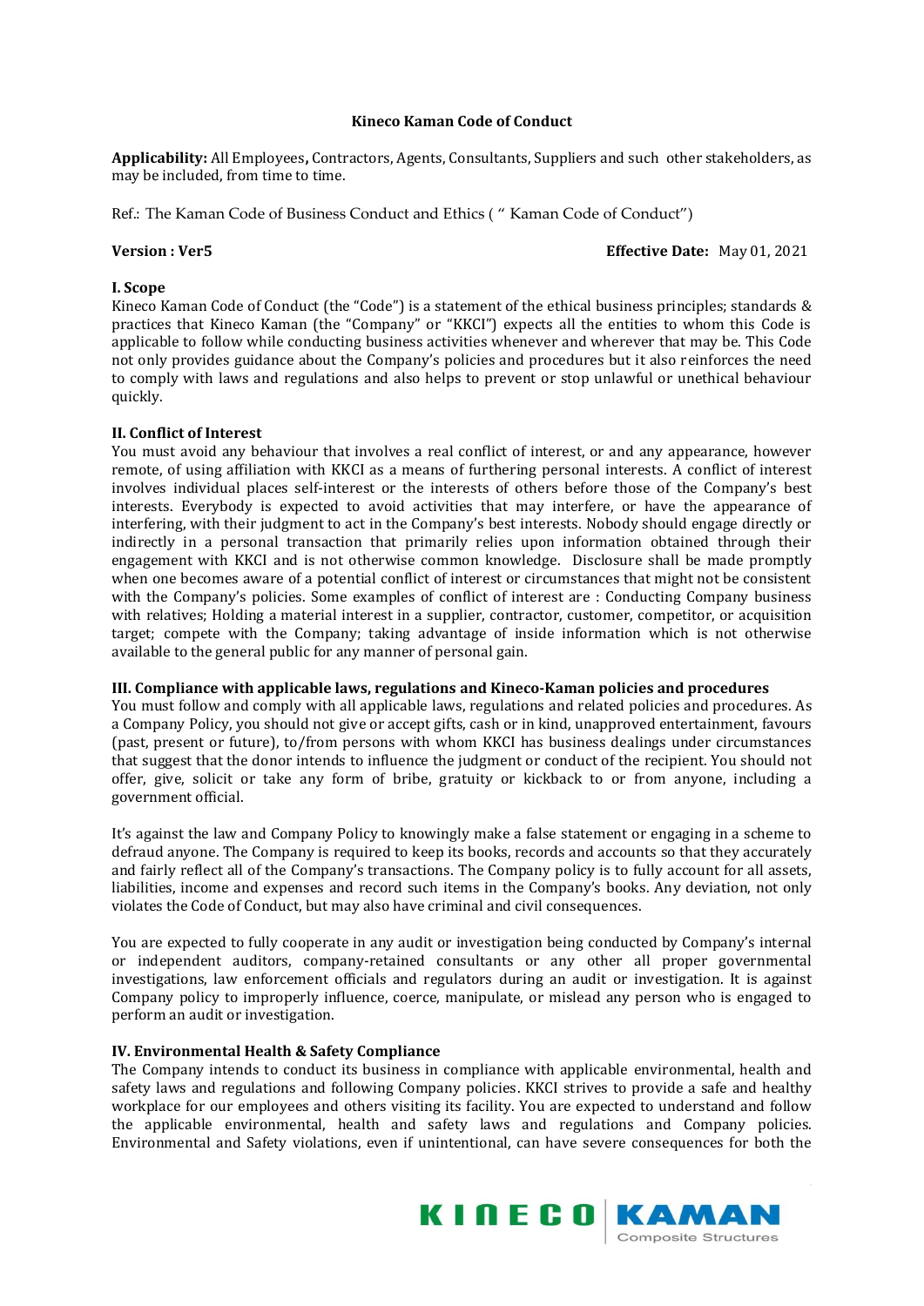**Kineco Kaman Code of Conduct**

**Applicability:** All Employees**,** Contractors, Agents, Consultants, Suppliers and such other stakeholders, as may be included, from time to time.

Ref.: The Kaman Code of Business Conduct and Ethics ( " Kaman Code of Conduct")

**Version : Ver5** **Effective Date:** May 01, 2021

**I. Scope**

Kineco Kaman Code of Conduct (the "Code") is a statement of the ethical business principles; standards & practices that Kineco Kaman (the "Company" or "KKCI") expects all the entities to whom this Code is applicable to follow while conducting business activities whenever and wherever that may be. This Code not only provides guidance about the Company's policies and procedures but it also reinforces the need to comply with laws and regulations and also helps to prevent or stop unlawful or unethical behaviour quickly.

**II. Conflict of Interest**

You must avoid any behaviour that involves a real conflict of interest, or and any appearance, however remote, of using affiliation with KKCI as a means of furthering personal interests. A conflict of interest involves individual places self-interest or the interests of others before those of the Company's best interests. Everybody is expected to avoid activities that may interfere, or have the appearance of interfering, with their judgment to act in the Company's best interests. Nobody should engage directly or indirectly in a personal transaction that primarily relies upon information obtained through their engagement with KKCI and is not otherwise common knowledge. Disclosure shall be made promptly when one becomes aware of a potential conflict of interest or circumstances that might not be consistent with the Company's policies. Some examples of conflict of interest are : Conducting Company business with relatives; Holding a material interest in a supplier, contractor, customer, competitor, or acquisition target; compete with the Company; taking advantage of inside information which is not otherwise available to the general public for any manner of personal gain.

**III. Compliance with applicable laws, regulations and Kineco-Kaman policies and procedures**

You must follow and comply with all applicable laws, regulations and related policies and procedures. As a Company Policy, you should not give or accept gifts, cash or in kind, unapproved entertainment, favours (past, present or future), to/from persons with whom KKCI has business dealings under circumstances that suggest that the donor intends to influence the judgment or conduct of the recipient. You should not offer, give, solicit or take any form of bribe, gratuity or kickback to or from anyone, including a government official.

It's against the law and Company Policy to knowingly make a false statement or engaging in a scheme to defraud anyone. The Company is required to keep its books, records and accounts so that they accurately and fairly reflect all of the Company's transactions. The Company policy is to fully account for all assets, liabilities, income and expenses and record such items in the Company's books. Any deviation, not only violates the Code of Conduct, but may also have criminal and civil consequences.

You are expected to fully cooperate in any audit or investigation being conducted by Company's internal or independent auditors, company-retained consultants or any other all proper governmental investigations, law enforcement officials and regulators during an audit or investigation. It is against Company policy to improperly influence, coerce, manipulate, or mislead any person who is engaged to perform an audit or investigation.

**IV. Environmental Health & Safety Compliance**

The Company intends to conduct its business in compliance with applicable environmental, health and safety laws and regulations and following Company policies. KKCI strives to provide a safe and healthy workplace for our employees and others visiting its facility. You are expected to understand and follow the applicable environmental, health and safety laws and regulations and Company policies. Environmental and Safety violations, even if unintentional, can have severe consequences for both the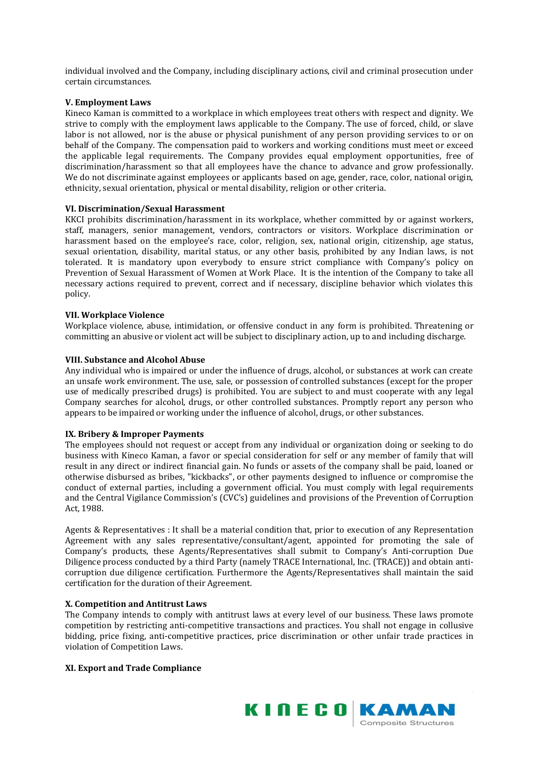individual involved and the Company, including disciplinary actions, civil and criminal prosecution under certain circumstances.

### V. Employment Laws

Kineco Kaman is committed to a workplace in which employees treat others with respect and dignity. We strive to comply with the employment laws applicable to the Company. The use of forced, child, or slave labor is not allowed, nor is the abuse or physical punishment of any person providing services to or on behalf of the Company. The compensation paid to workers and working conditions must meet or exceed the applicable legal requirements. The Company provides equal employment opportunities, free of discrimination/harassment so that all employees have the chance to advance and grow professionally. We do not discriminate against employees or applicants based on age, gender, race, color, national origin, ethnicity, sexual orientation, physical or mental disability, religion or other criteria.

### VI. Discrimination/Sexual Harassment

KKCI prohibits discrimination/harassment in its workplace, whether committed by or against workers, staff, managers, senior management, vendors, contractors or visitors. Workplace discrimination or harassment based on the employee's race, color, religion, sex, national origin, citizenship, age status, sexual orientation, disability, marital status, or any other basis, prohibited by any Indian laws, is not tolerated. It is mandatory upon everybody to ensure strict compliance with Company's policy on Prevention of Sexual Harassment of Women at Work Place. It is the intention of the Company to take all necessary actions required to prevent, correct and if necessary, discipline behavior which violates this policy.

### VII. Workplace Violence

Workplace violence, abuse, intimidation, or offensive conduct in any form is prohibited. Threatening or committing an abusive or violent act will be subject to disciplinary action, up to and including discharge.

### VIII. Substance and Alcohol Abuse

Any individual who is impaired or under the influence of drugs, alcohol, or substances at work can create an unsafe work environment. The use, sale, or possession of controlled substances (except for the proper use of medically prescribed drugs) is prohibited. You are subject to and must cooperate with any legal Company searches for alcohol, drugs, or other controlled substances. Promptly report any person who appears to be impaired or working under the influence of alcohol, drugs, or other substances.

### IX. Bribery & Improper Payments

The employees should not request or accept from any individual or organization doing or seeking to do business with Kineco Kaman, a favor or special consideration for self or any member of family that will result in any direct or indirect financial gain. No funds or assets of the company shall be paid, loaned or otherwise disbursed as bribes, "kickbacks", or other payments designed to influence or compromise the conduct of external parties, including a government official. You must comply with legal requirements and the Central Vigilance Commission's (CVC's) guidelines and provisions of the Prevention of Corruption Act, 1988.

Agents & Representatives : It shall be a material condition that, prior to execution of any Representation Agreement with any sales representative/consultant/agent, appointed for promoting the sale of Company's products, these Agents/Representatives shall submit to Company's Anti-corruption Due Diligence process conducted by a third Party (namely TRACE International, Inc. (TRACE)) and obtain anti-corruption due diligence certification. Furthermore the Agents/Representatives shall maintain the said certification for the duration of their Agreement.

### X. Competition and Antitrust Laws

The Company intends to comply with antitrust laws at every level of our business. These laws promote competition by restricting anti-competitive transactions and practices. You shall not engage in collusive bidding, price fixing, anti-competitive practices, price discrimination or other unfair trade practices in violation of Competition Laws.

### XI. Export and Trade Compliance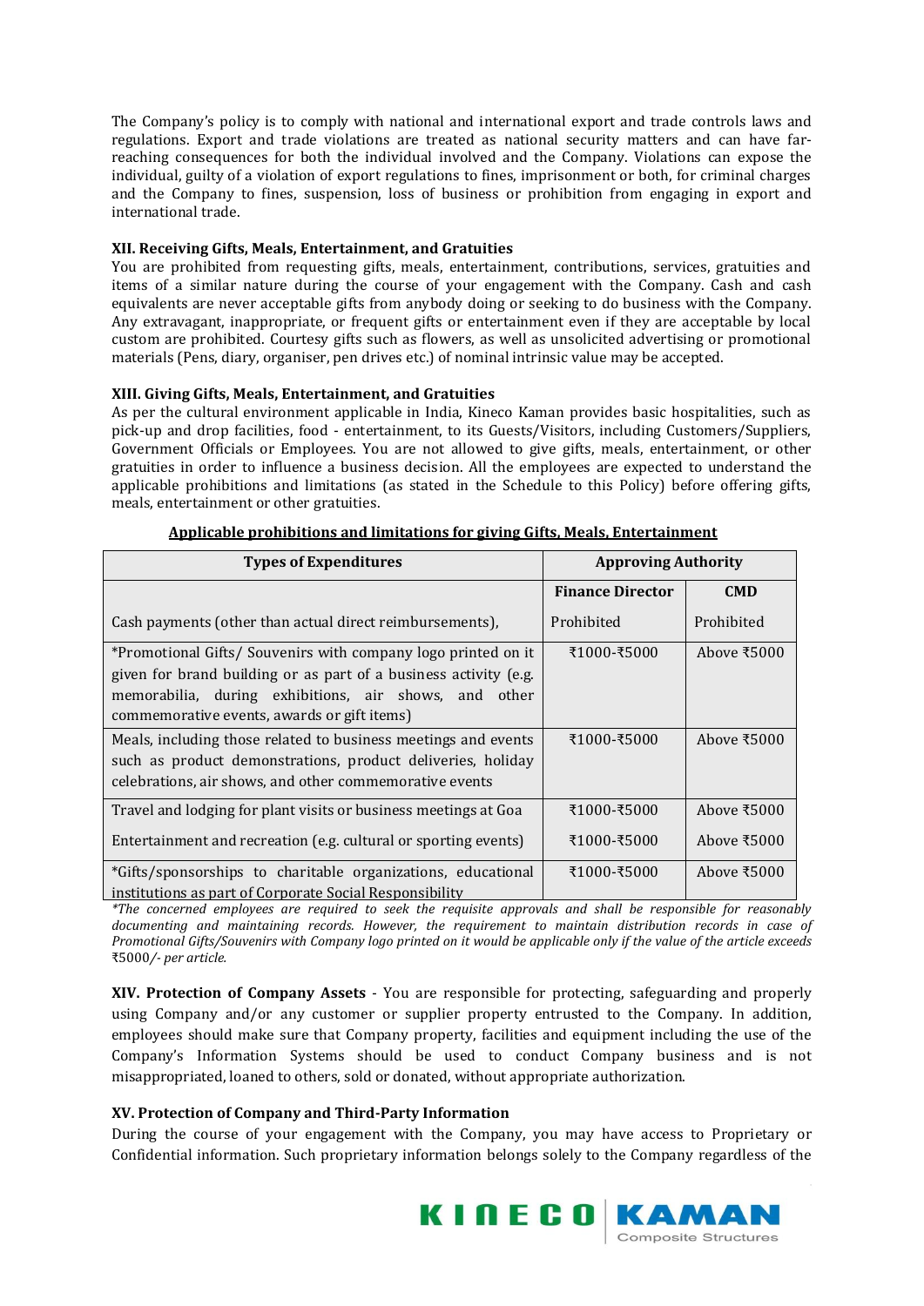The Company's policy is to comply with national and international export and trade controls laws and regulations. Export and trade violations are treated as national security matters and can have far-reaching consequences for both the individual involved and the Company. Violations can expose the individual, guilty of a violation of export regulations to fines, imprisonment or both, for criminal charges and the Company to fines, suspension, loss of business or prohibition from engaging in export and international trade.

### XII. Receiving Gifts, Meals, Entertainment, and Gratuities

You are prohibited from requesting gifts, meals, entertainment, contributions, services, gratuities and items of a similar nature during the course of your engagement with the Company. Cash and cash equivalents are never acceptable gifts from anybody doing or seeking to do business with the Company. Any extravagant, inappropriate, or frequent gifts or entertainment even if they are acceptable by local custom are prohibited. Courtesy gifts such as flowers, as well as unsolicited advertising or promotional materials (Pens, diary, organiser, pen drives etc.) of nominal intrinsic value may be accepted.

### XIII. Giving Gifts, Meals, Entertainment, and Gratuities

As per the cultural environment applicable in India, Kineco Kaman provides basic hospitalities, such as pick-up and drop facilities, food - entertainment, to its Guests/Visitors, including Customers/Suppliers, Government Officials or Employees. You are not allowed to give gifts, meals, entertainment, or other gratuities in order to influence a business decision. All the employees are expected to understand the applicable prohibitions and limitations (as stated in the Schedule to this Policy) before offering gifts, meals, entertainment or other gratuities.

**Applicable prohibitions and limitations for giving Gifts, Meals, Entertainment**

| Types of Expenditures | Approving Authority | |
|---|---|---|
| | **Finance Director** | **CMD** |
| Cash payments (other than actual direct reimbursements), | Prohibited | Prohibited |
| *Promotional Gifts/ Souvenirs with company logo printed on it given for brand building or as part of a business activity (e.g. memorabilia, during exhibitions, air shows, and other commemorative events, awards or gift items) | ₹1000-₹5000 | Above ₹5000 |
| Meals, including those related to business meetings and events such as product demonstrations, product deliveries, holiday celebrations, air shows, and other commemorative events | ₹1000-₹5000 | Above ₹5000 |
| Travel and lodging for plant visits or business meetings at Goa | ₹1000-₹5000 | Above ₹5000 |
| Entertainment and recreation (e.g. cultural or sporting events) | ₹1000-₹5000 | Above ₹5000 |
| *Gifts/sponsorships to charitable organizations, educational institutions as part of Corporate Social Responsibility | ₹1000-₹5000 | Above ₹5000 |

*\*The concerned employees are required to seek the requisite approvals and shall be responsible for reasonably documenting and maintaining records. However, the requirement to maintain distribution records in case of Promotional Gifts/Souvenirs with Company logo printed on it would be applicable only if the value of the article exceeds ₹5000/- per article.*

**XIV. Protection of Company Assets** - You are responsible for protecting, safeguarding and properly using Company and/or any customer or supplier property entrusted to the Company. In addition, employees should make sure that Company property, facilities and equipment including the use of the Company's Information Systems should be used to conduct Company business and is not misappropriated, loaned to others, sold or donated, without appropriate authorization.

### XV. Protection of Company and Third-Party Information

During the course of your engagement with the Company, you may have access to Proprietary or Confidential information. Such proprietary information belongs solely to the Company regardless of the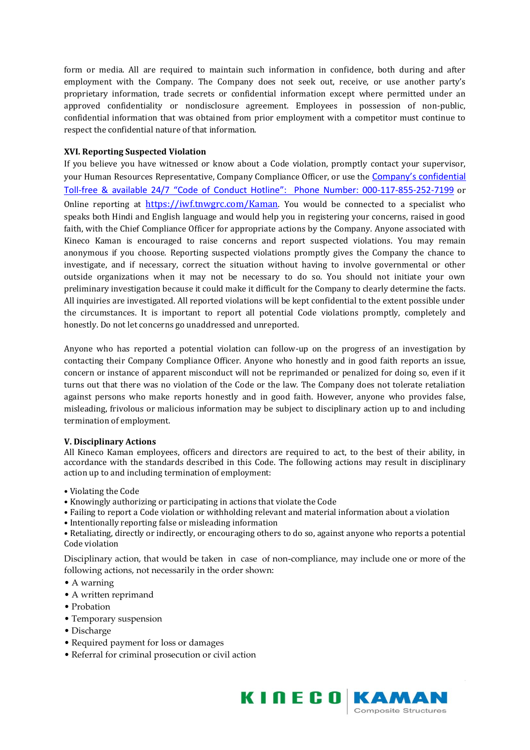form or media. All are required to maintain such information in confidence, both during and after employment with the Company. The Company does not seek out, receive, or use another party's proprietary information, trade secrets or confidential information except where permitted under an approved confidentiality or nondisclosure agreement. Employees in possession of non-public, confidential information that was obtained from prior employment with a competitor must continue to respect the confidential nature of that information.

**XVI. Reporting Suspected Violation**

If you believe you have witnessed or know about a Code violation, promptly contact your supervisor, your Human Resources Representative, Company Compliance Officer, or use the Company's confidential Toll-free & available 24/7 "Code of Conduct Hotline": Phone Number: 000-117-855-252-7199 or Online reporting at https://iwf.tnwgrc.com/Kaman. You would be connected to a specialist who speaks both Hindi and English language and would help you in registering your concerns, raised in good faith, with the Chief Compliance Officer for appropriate actions by the Company. Anyone associated with Kineco Kaman is encouraged to raise concerns and report suspected violations. You may remain anonymous if you choose. Reporting suspected violations promptly gives the Company the chance to investigate, and if necessary, correct the situation without having to involve governmental or other outside organizations when it may not be necessary to do so. You should not initiate your own preliminary investigation because it could make it difficult for the Company to clearly determine the facts. All inquiries are investigated. All reported violations will be kept confidential to the extent possible under the circumstances. It is important to report all potential Code violations promptly, completely and honestly. Do not let concerns go unaddressed and unreported.

Anyone who has reported a potential violation can follow-up on the progress of an investigation by contacting their Company Compliance Officer. Anyone who honestly and in good faith reports an issue, concern or instance of apparent misconduct will not be reprimanded or penalized for doing so, even if it turns out that there was no violation of the Code or the law. The Company does not tolerate retaliation against persons who make reports honestly and in good faith. However, anyone who provides false, misleading, frivolous or malicious information may be subject to disciplinary action up to and including termination of employment.

**V. Disciplinary Actions**

All Kineco Kaman employees, officers and directors are required to act, to the best of their ability, in accordance with the standards described in this Code. The following actions may result in disciplinary action up to and including termination of employment:

- Violating the Code
- Knowingly authorizing or participating in actions that violate the Code
- Failing to report a Code violation or withholding relevant and material information about a violation
- Intentionally reporting false or misleading information
- Retaliating, directly or indirectly, or encouraging others to do so, against anyone who reports a potential Code violation

Disciplinary action, that would be taken in case of non-compliance, may include one or more of the following actions, not necessarily in the order shown:

- A warning
- A written reprimand
- Probation
- Temporary suspension
- Discharge
- Required payment for loss or damages
- Referral for criminal prosecution or civil action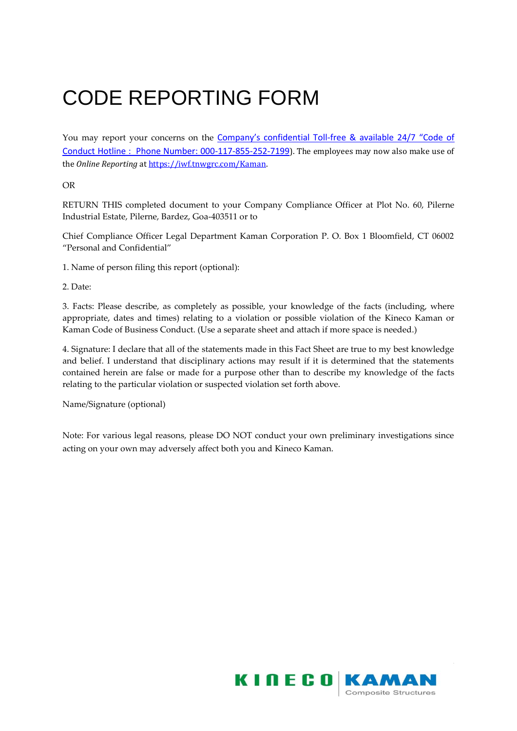# CODE REPORTING FORM

You may report your concerns on the Company's confidential Toll-free & available 24/7 "Code of Conduct Hotline : Phone Number: 000-117-855-252-7199). The employees may now also make use of the *Online Reporting* at https://iwf.tnwgrc.com/Kaman.

OR

RETURN THIS completed document to your Company Compliance Officer at Plot No. 60, Pilerne Industrial Estate, Pilerne, Bardez, Goa-403511 or to

Chief Compliance Officer Legal Department Kaman Corporation P. O. Box 1 Bloomfield, CT 06002 "Personal and Confidential"

1. Name of person filing this report (optional):

2. Date:

3. Facts: Please describe, as completely as possible, your knowledge of the facts (including, where appropriate, dates and times) relating to a violation or possible violation of the Kineco Kaman or Kaman Code of Business Conduct. (Use a separate sheet and attach if more space is needed.)

4. Signature: I declare that all of the statements made in this Fact Sheet are true to my best knowledge and belief. I understand that disciplinary actions may result if it is determined that the statements contained herein are false or made for a purpose other than to describe my knowledge of the facts relating to the particular violation or suspected violation set forth above.

Name/Signature (optional)

Note: For various legal reasons, please DO NOT conduct your own preliminary investigations since acting on your own may adversely affect both you and Kineco Kaman.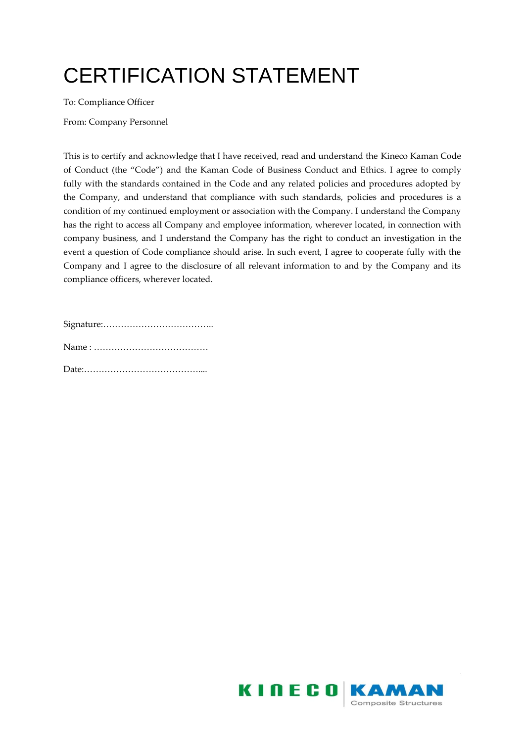# CERTIFICATION STATEMENT

To: Compliance Officer

From: Company Personnel

This is to certify and acknowledge that I have received, read and understand the Kineco Kaman Code of Conduct (the "Code") and the Kaman Code of Business Conduct and Ethics. I agree to comply fully with the standards contained in the Code and any related policies and procedures adopted by the Company, and understand that compliance with such standards, policies and procedures is a condition of my continued employment or association with the Company. I understand the Company has the right to access all Company and employee information, wherever located, in connection with company business, and I understand the Company has the right to conduct an investigation in the event a question of Code compliance should arise. In such event, I agree to cooperate fully with the Company and I agree to the disclosure of all relevant information to and by the Company and its compliance officers, wherever located.

Signature:………………………………..

Name : …………………………………

Date:…………………………………....